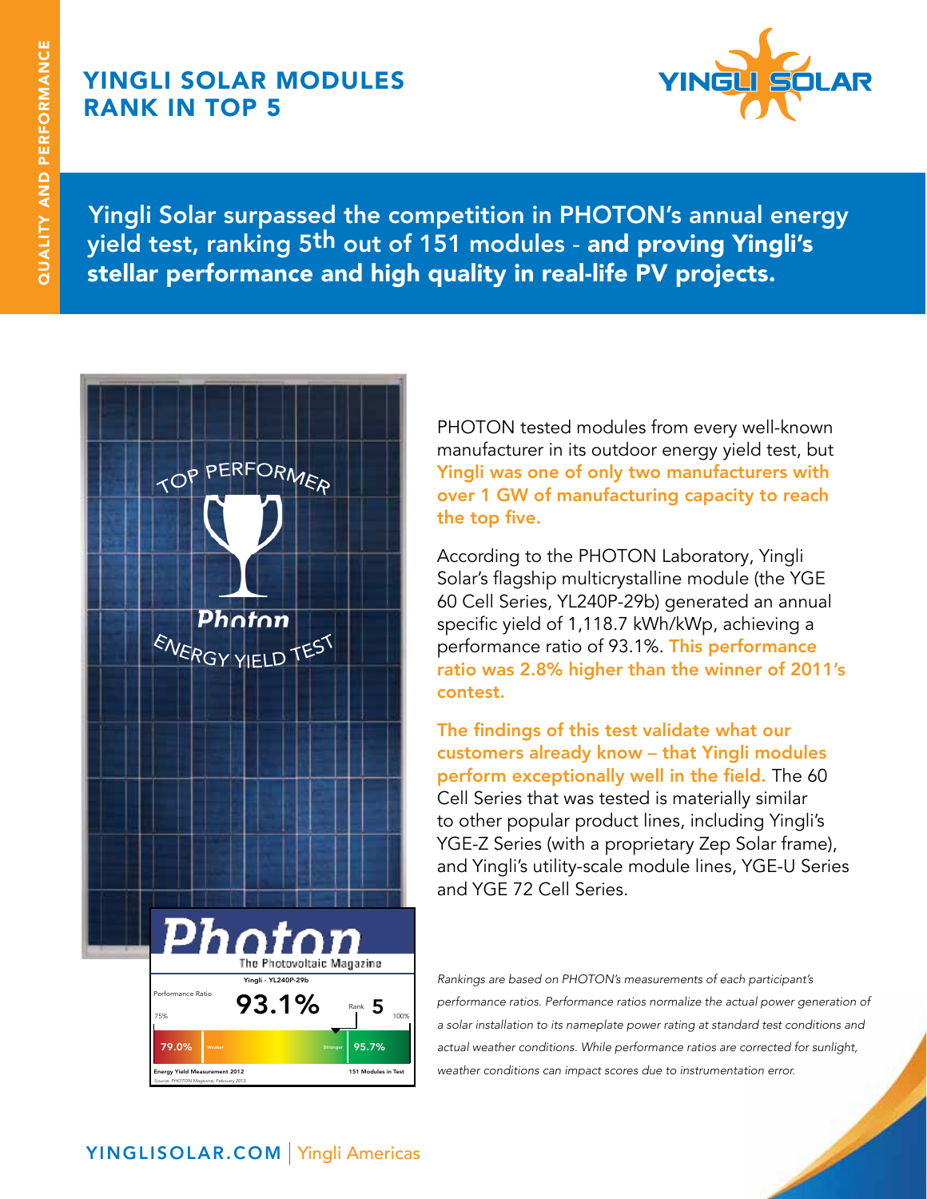# YINGLI SOLAR MODULES RANK IN TOP 5

**Yingli Solar surpassed the competition in PHOTON's annual energy yield test, ranking 5th out of 151 modules - and proving Yingli's stellar performance and high quality in real-life PV projects.**

TOP PERFORMER

Photon

ENERGY YIELD TEST

Photon
The Photovoltaic Magazine

Yingli - YL240P-29b

Performance Ratio 93.1% Rank 5

75% 100%

79.0% Weaker Stronger 95.7%

Energy Yield Measurement 2012 151 Modules in Test

Source: PHOTON Magazine, February 2013

PHOTON tested modules from every well-known manufacturer in its outdoor energy yield test, but **Yingli was one of only two manufacturers with over 1 GW of manufacturing capacity to reach the top five.**

According to the PHOTON Laboratory, Yingli Solar's flagship multicrystalline module (the YGE 60 Cell Series, YL240P-29b) generated an annual specific yield of 1,118.7 kWh/kWp, achieving a performance ratio of 93.1%. **This performance ratio was 2.8% higher than the winner of 2011's contest.**

**The findings of this test validate what our customers already know – that Yingli modules perform exceptionally well in the field.** The 60 Cell Series that was tested is materially similar to other popular product lines, including Yingli's YGE-Z Series (with a proprietary Zep Solar frame), and Yingli's utility-scale module lines, YGE-U Series and YGE 72 Cell Series.

*Rankings are based on PHOTON's measurements of each participant's performance ratios. Performance ratios normalize the actual power generation of a solar installation to its nameplate power rating at standard test conditions and actual weather conditions. While performance ratios are corrected for sunlight, weather conditions can impact scores due to instrumentation error.*

YINGLISOLAR.COM | Yingli Americas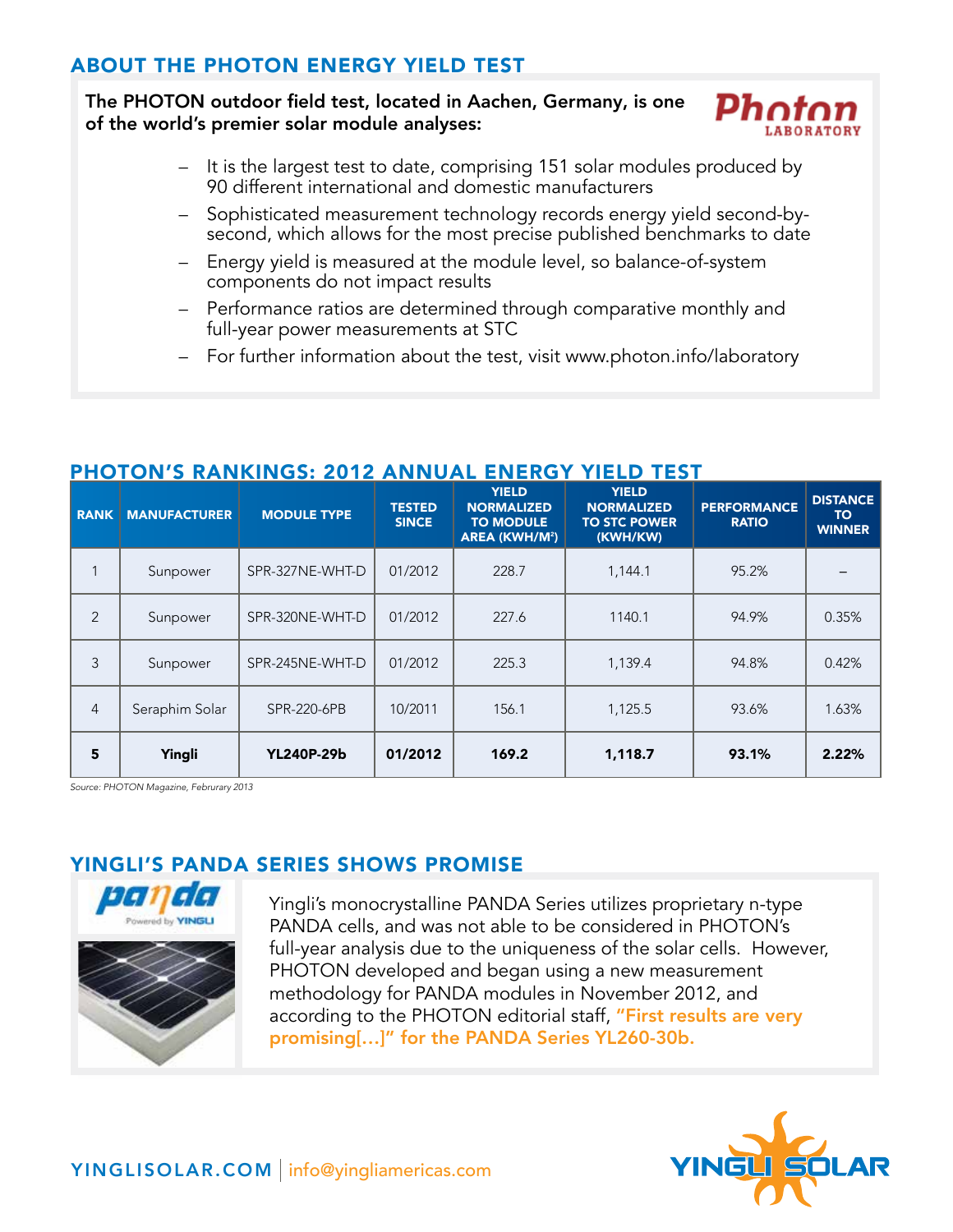## ABOUT THE PHOTON ENERGY YIELD TEST

**The PHOTON outdoor field test, located in Aachen, Germany, is one of the world's premier solar module analyses:**

Photon LABORATORY

- It is the largest test to date, comprising 151 solar modules produced by 90 different international and domestic manufacturers
- Sophisticated measurement technology records energy yield second-by-second, which allows for the most precise published benchmarks to date
- Energy yield is measured at the module level, so balance-of-system components do not impact results
- Performance ratios are determined through comparative monthly and full-year power measurements at STC
- For further information about the test, visit www.photon.info/laboratory

## PHOTON'S RANKINGS: 2012 ANNUAL ENERGY YIELD TEST

| RANK | MANUFACTURER | MODULE TYPE | TESTED SINCE | YIELD NORMALIZED TO MODULE AREA (KWH/M²) | YIELD NORMALIZED TO STC POWER (KWH/KW) | PERFORMANCE RATIO | DISTANCE TO WINNER |
|---|---|---|---|---|---|---|---|
| 1 | Sunpower | SPR-327NE-WHT-D | 01/2012 | 228.7 | 1,144.1 | 95.2% | – |
| 2 | Sunpower | SPR-320NE-WHT-D | 01/2012 | 227.6 | 1140.1 | 94.9% | 0.35% |
| 3 | Sunpower | SPR-245NE-WHT-D | 01/2012 | 225.3 | 1,139.4 | 94.8% | 0.42% |
| 4 | Seraphim Solar | SPR-220-6PB | 10/2011 | 156.1 | 1,125.5 | 93.6% | 1.63% |
| **5** | **Yingli** | **YL240P-29b** | **01/2012** | **169.2** | **1,118.7** | **93.1%** | **2.22%** |

*Source: PHOTON Magazine, Februrary 2013*

## YINGLI'S PANDA SERIES SHOWS PROMISE

panda Powered by YINGLI

Yingli's monocrystalline PANDA Series utilizes proprietary n-type PANDA cells, and was not able to be considered in PHOTON's full-year analysis due to the uniqueness of the solar cells. However, PHOTON developed and began using a new measurement methodology for PANDA modules in November 2012, and according to the PHOTON editorial staff, **"First results are very promising[...]" for the PANDA Series YL260-30b.**

YINGLISOLAR.COM | info@yingliamericas.com

YINGLI SOLAR